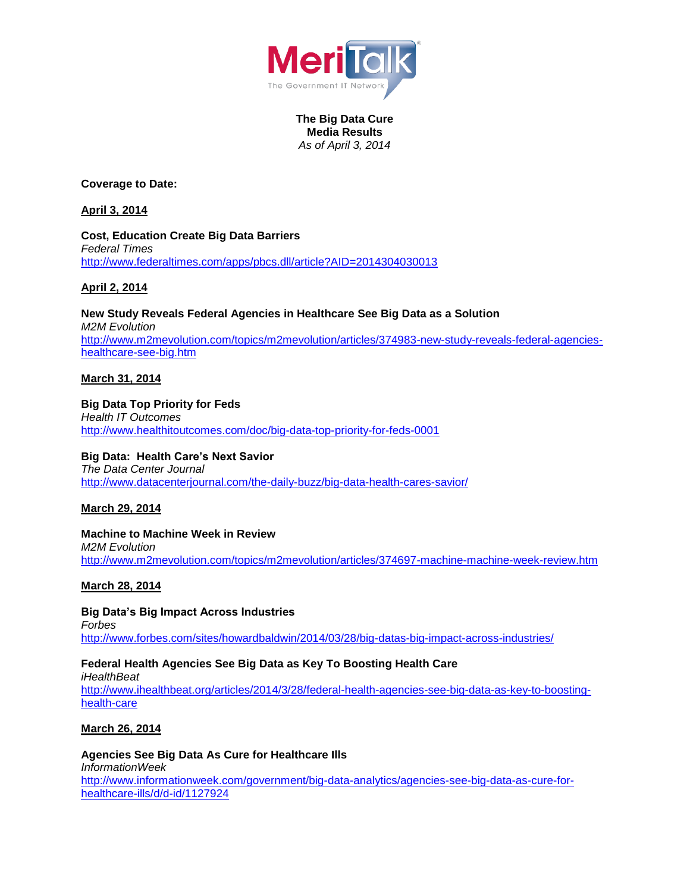**The Big Data Cure**
**Media Results**
*As of April 3, 2014*

**Coverage to Date:**

**April 3, 2014**

**Cost, Education Create Big Data Barriers**
*Federal Times*
http://www.federaltimes.com/apps/pbcs.dll/article?AID=2014304030013

**April 2, 2014**

**New Study Reveals Federal Agencies in Healthcare See Big Data as a Solution**
*M2M Evolution*
http://www.m2mevolution.com/topics/m2mevolution/articles/374983-new-study-reveals-federal-agencies-healthcare-see-big.htm

**March 31, 2014**

**Big Data Top Priority for Feds**
*Health IT Outcomes*
http://www.healthitoutcomes.com/doc/big-data-top-priority-for-feds-0001

**Big Data: Health Care's Next Savior**
*The Data Center Journal*
http://www.datacenterjournal.com/the-daily-buzz/big-data-health-cares-savior/

**March 29, 2014**

**Machine to Machine Week in Review**
*M2M Evolution*
http://www.m2mevolution.com/topics/m2mevolution/articles/374697-machine-machine-week-review.htm

**March 28, 2014**

**Big Data's Big Impact Across Industries**
*Forbes*
http://www.forbes.com/sites/howardbaldwin/2014/03/28/big-datas-big-impact-across-industries/

**Federal Health Agencies See Big Data as Key To Boosting Health Care**
*iHealthBeat*
http://www.ihealthbeat.org/articles/2014/3/28/federal-health-agencies-see-big-data-as-key-to-boosting-health-care

**March 26, 2014**

**Agencies See Big Data As Cure for Healthcare Ills**
*InformationWeek*
http://www.informationweek.com/government/big-data-analytics/agencies-see-big-data-as-cure-for-healthcare-ills/d/d-id/1127924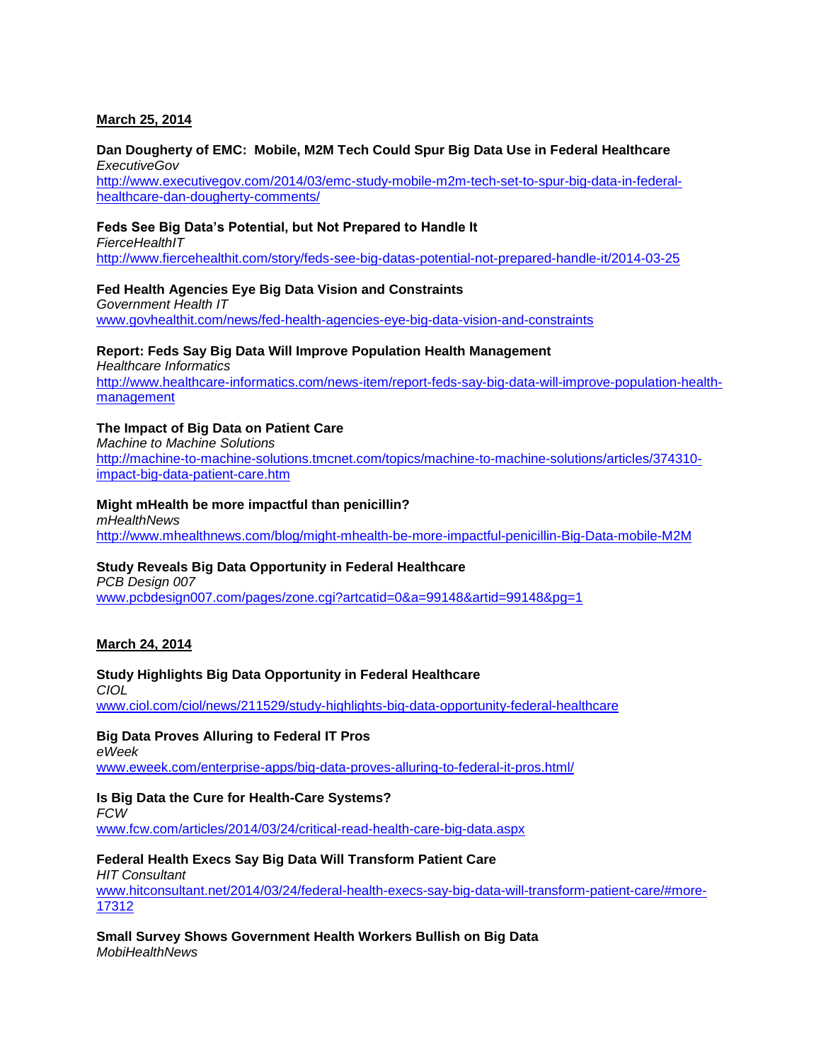**March 25, 2014**

**Dan Dougherty of EMC: Mobile, M2M Tech Could Spur Big Data Use in Federal Healthcare**
*ExecutiveGov*
http://www.executivegov.com/2014/03/emc-study-mobile-m2m-tech-set-to-spur-big-data-in-federal-healthcare-dan-dougherty-comments/

**Feds See Big Data's Potential, but Not Prepared to Handle It**
*FierceHealthIT*
http://www.fiercehealthit.com/story/feds-see-big-datas-potential-not-prepared-handle-it/2014-03-25

**Fed Health Agencies Eye Big Data Vision and Constraints**
*Government Health IT*
www.govhealthit.com/news/fed-health-agencies-eye-big-data-vision-and-constraints

**Report: Feds Say Big Data Will Improve Population Health Management**
*Healthcare Informatics*
http://www.healthcare-informatics.com/news-item/report-feds-say-big-data-will-improve-population-health-management

**The Impact of Big Data on Patient Care**
*Machine to Machine Solutions*
http://machine-to-machine-solutions.tmcnet.com/topics/machine-to-machine-solutions/articles/374310-impact-big-data-patient-care.htm

**Might mHealth be more impactful than penicillin?**
*mHealthNews*
http://www.mhealthnews.com/blog/might-mhealth-be-more-impactful-penicillin-Big-Data-mobile-M2M

**Study Reveals Big Data Opportunity in Federal Healthcare**
*PCB Design 007*
www.pcbdesign007.com/pages/zone.cgi?artcatid=0&a=99148&artid=99148&pg=1

**March 24, 2014**

**Study Highlights Big Data Opportunity in Federal Healthcare**
*CIOL*
www.ciol.com/ciol/news/211529/study-highlights-big-data-opportunity-federal-healthcare

**Big Data Proves Alluring to Federal IT Pros**
*eWeek*
www.eweek.com/enterprise-apps/big-data-proves-alluring-to-federal-it-pros.html/

**Is Big Data the Cure for Health-Care Systems?**
*FCW*
www.fcw.com/articles/2014/03/24/critical-read-health-care-big-data.aspx

**Federal Health Execs Say Big Data Will Transform Patient Care**
*HIT Consultant*
www.hitconsultant.net/2014/03/24/federal-health-execs-say-big-data-will-transform-patient-care/#more-17312

**Small Survey Shows Government Health Workers Bullish on Big Data**
*MobiHealthNews*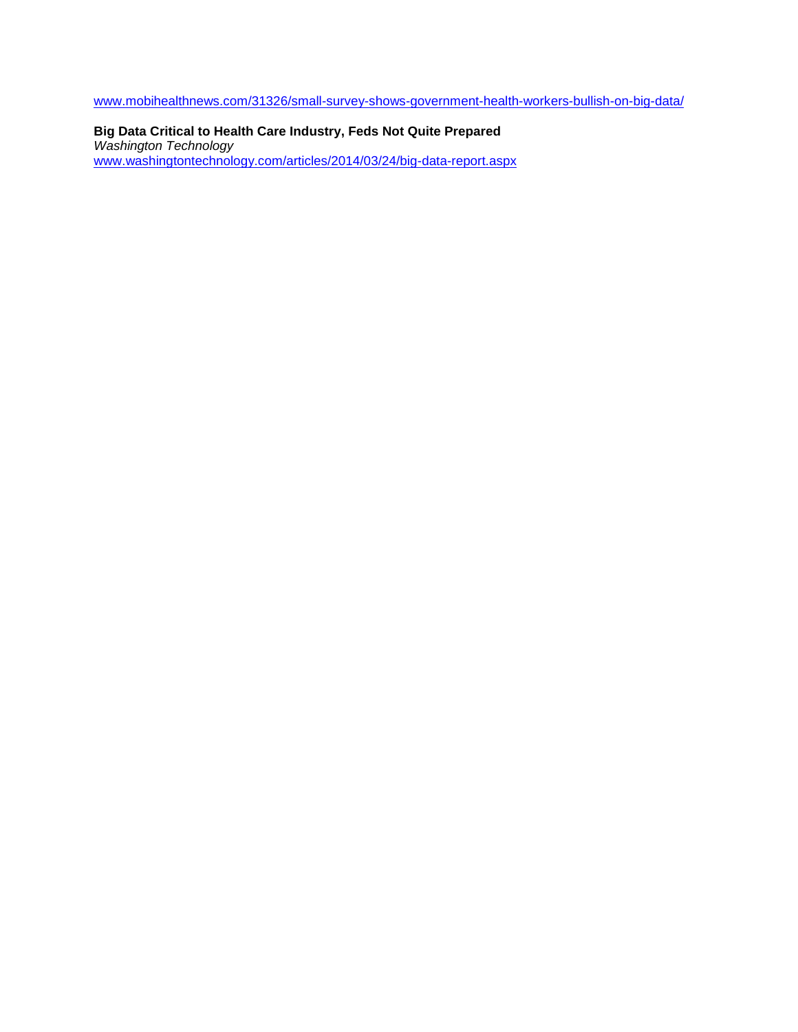www.mobihealthnews.com/31326/small-survey-shows-government-health-workers-bullish-on-big-data/

**Big Data Critical to Health Care Industry, Feds Not Quite Prepared**
*Washington Technology*
www.washingtontechnology.com/articles/2014/03/24/big-data-report.aspx